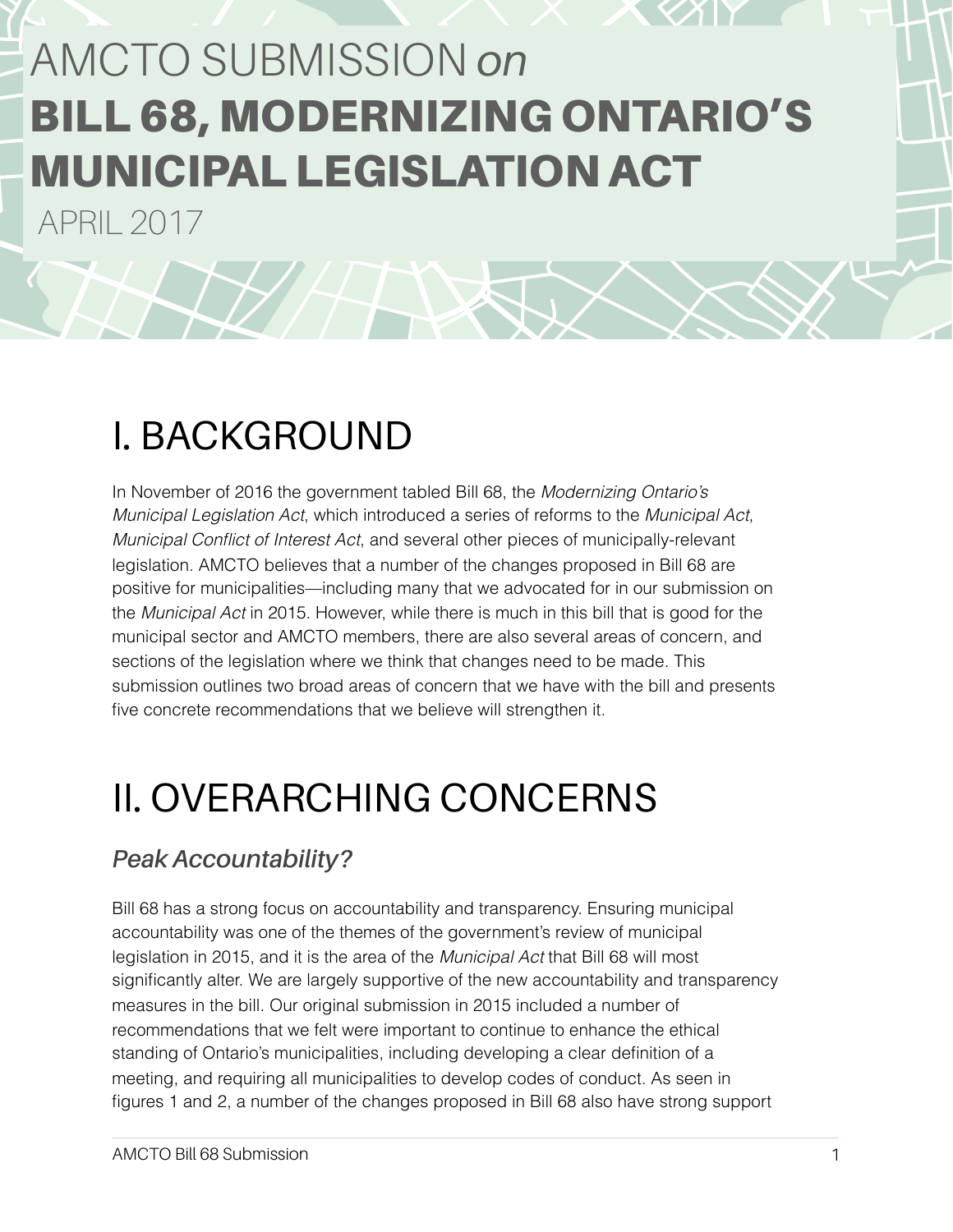# AMCTO SUBMISSION *on* BILL 68, MODERNIZING ONTARIO'S MUNICIPAL LEGISLATION ACT

APRIL 2017

# I. BACKGROUND

In November of 2016 the government tabled Bill 68, the *Modernizing Ontario's Municipal Legislation Act*, which introduced a series of reforms to the *Municipal Act*, *Municipal Conflict of Interest Act*, and several other pieces of municipally-relevant legislation. AMCTO believes that a number of the changes proposed in Bill 68 are positive for municipalities—including many that we advocated for in our submission on the *Municipal Act* in 2015. However, while there is much in this bill that is good for the municipal sector and AMCTO members, there are also several areas of concern, and sections of the legislation where we think that changes need to be made. This submission outlines two broad areas of concern that we have with the bill and presents five concrete recommendations that we believe will strengthen it.

# II. OVERARCHING CONCERNS

### *Peak Accountability?*

Bill 68 has a strong focus on accountability and transparency. Ensuring municipal accountability was one of the themes of the government's review of municipal legislation in 2015, and it is the area of the *Municipal Act* that Bill 68 will most significantly alter. We are largely supportive of the new accountability and transparency measures in the bill. Our original submission in 2015 included a number of recommendations that we felt were important to continue to enhance the ethical standing of Ontario's municipalities, including developing a clear definition of a meeting, and requiring all municipalities to develop codes of conduct. As seen in figures 1 and 2, a number of the changes proposed in Bill 68 also have strong support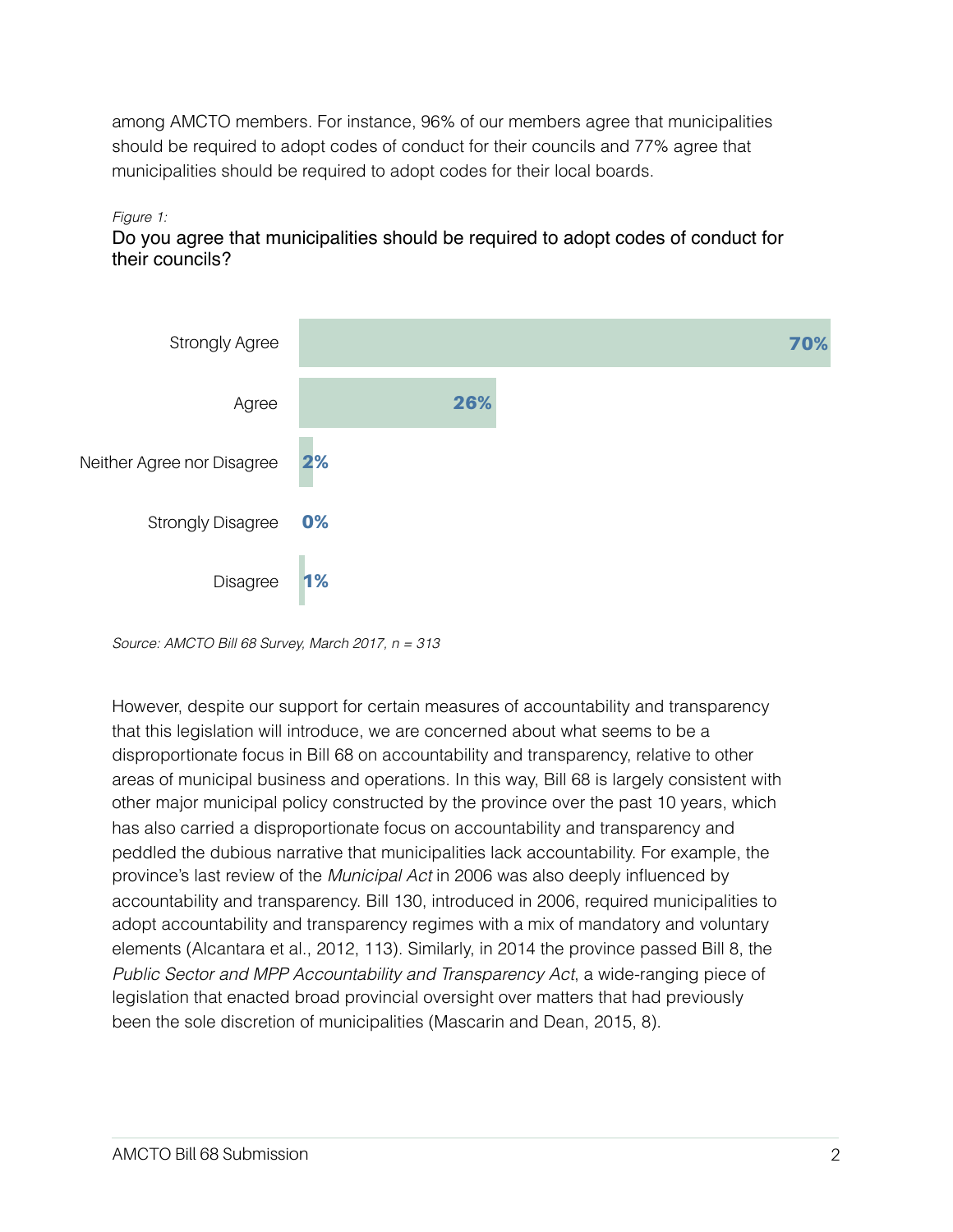among AMCTO members. For instance, 96% of our members agree that municipalities should be required to adopt codes of conduct for their councils and 77% agree that municipalities should be required to adopt codes for their local boards.

*Figure 1:*

Do you agree that municipalities should be required to adopt codes of conduct for their councils?

| Response | Percentage |
|---|---|
| Strongly Agree | 70% |
| Agree | 26% |
| Neither Agree nor Disagree | 2% |
| Strongly Disagree | 0% |
| Disagree | 1% |

*Source: AMCTO Bill 68 Survey, March 2017, n = 313*

However, despite our support for certain measures of accountability and transparency that this legislation will introduce, we are concerned about what seems to be a disproportionate focus in Bill 68 on accountability and transparency, relative to other areas of municipal business and operations. In this way, Bill 68 is largely consistent with other major municipal policy constructed by the province over the past 10 years, which has also carried a disproportionate focus on accountability and transparency and peddled the dubious narrative that municipalities lack accountability. For example, the province's last review of the *Municipal Act* in 2006 was also deeply influenced by accountability and transparency. Bill 130, introduced in 2006, required municipalities to adopt accountability and transparency regimes with a mix of mandatory and voluntary elements (Alcantara et al., 2012, 113). Similarly, in 2014 the province passed Bill 8, the *Public Sector and MPP Accountability and Transparency Act*, a wide-ranging piece of legislation that enacted broad provincial oversight over matters that had previously been the sole discretion of municipalities (Mascarin and Dean, 2015, 8).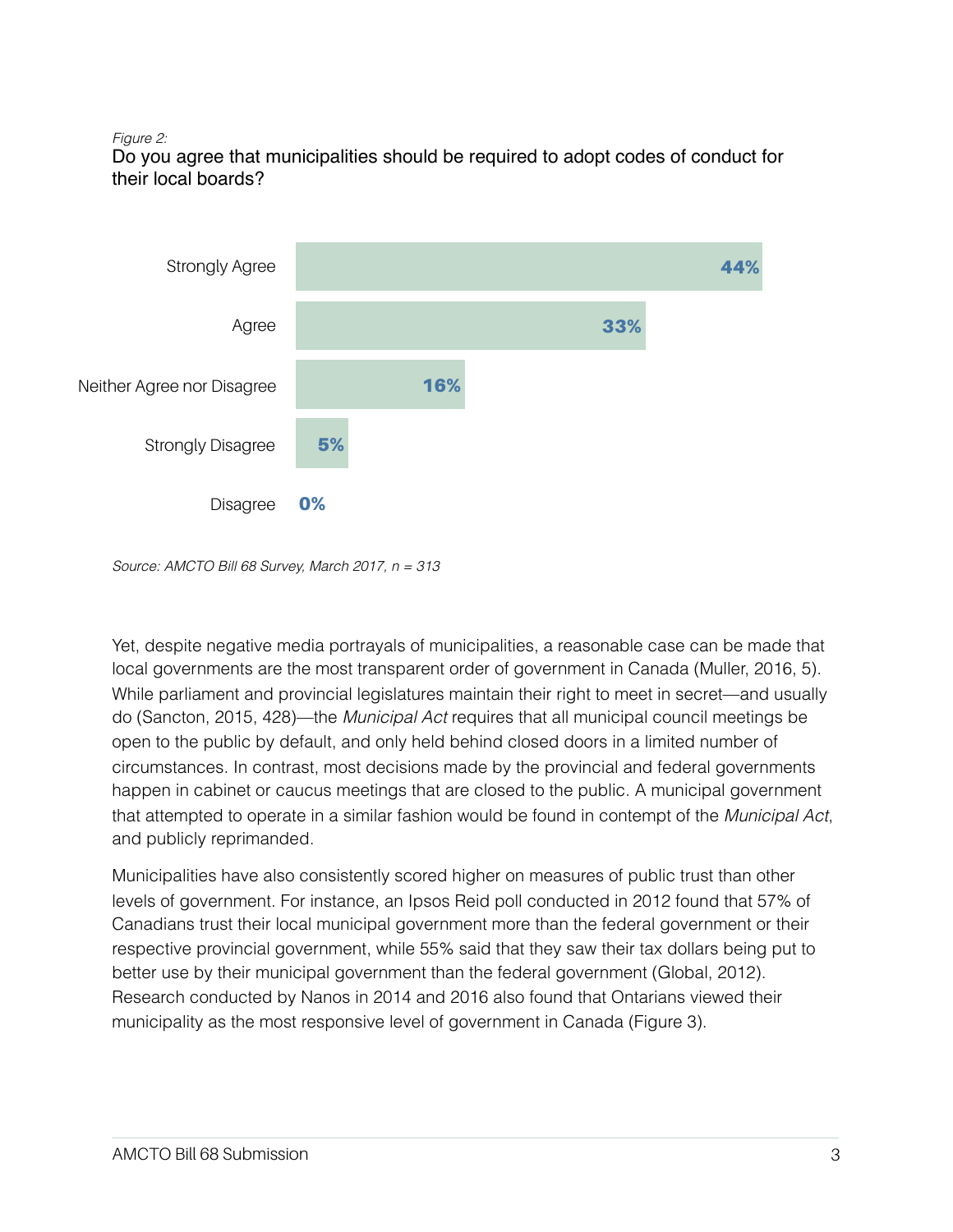*Figure 2:*

Do you agree that municipalities should be required to adopt codes of conduct for their local boards?

| Response | Percentage |
|---|---|
| Strongly Agree | 44% |
| Agree | 33% |
| Neither Agree nor Disagree | 16% |
| Strongly Disagree | 5% |
| Disagree | 0% |

*Source: AMCTO Bill 68 Survey, March 2017, n = 313*

Yet, despite negative media portrayals of municipalities, a reasonable case can be made that local governments are the most transparent order of government in Canada (Muller, 2016, 5). While parliament and provincial legislatures maintain their right to meet in secret—and usually do (Sancton, 2015, 428)—the *Municipal Act* requires that all municipal council meetings be open to the public by default, and only held behind closed doors in a limited number of circumstances. In contrast, most decisions made by the provincial and federal governments happen in cabinet or caucus meetings that are closed to the public. A municipal government that attempted to operate in a similar fashion would be found in contempt of the *Municipal Act*, and publicly reprimanded.

Municipalities have also consistently scored higher on measures of public trust than other levels of government. For instance, an Ipsos Reid poll conducted in 2012 found that 57% of Canadians trust their local municipal government more than the federal government or their respective provincial government, while 55% said that they saw their tax dollars being put to better use by their municipal government than the federal government (Global, 2012). Research conducted by Nanos in 2014 and 2016 also found that Ontarians viewed their municipality as the most responsive level of government in Canada (Figure 3).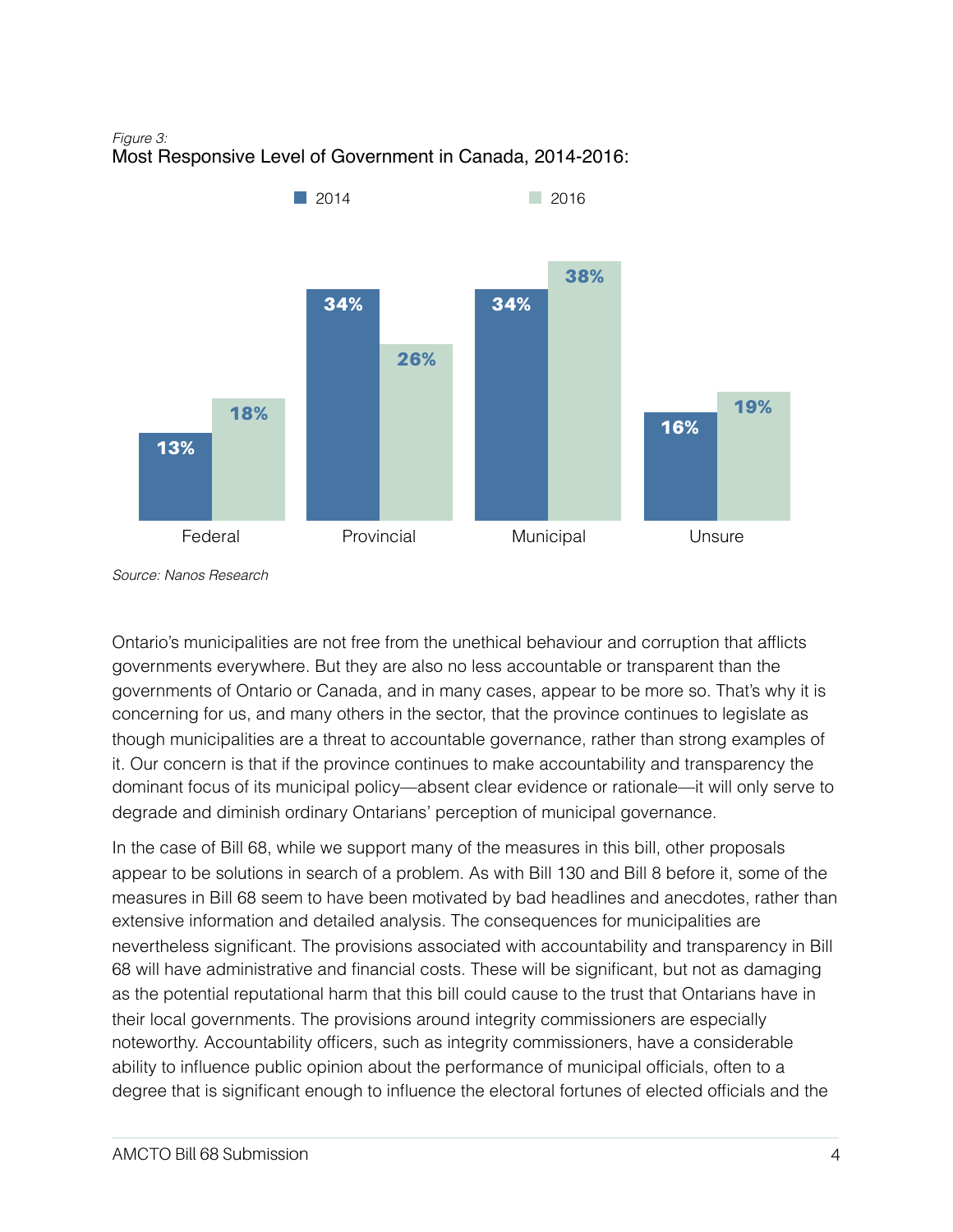*Figure 3:*
Most Responsive Level of Government in Canada, 2014-2016:

| | 2014 | 2016 |
|---|---|---|
| Federal | 13% | 18% |
| Provincial | 34% | 26% |
| Municipal | 34% | 38% |
| Unsure | 16% | 19% |

*Source: Nanos Research*

Ontario's municipalities are not free from the unethical behaviour and corruption that afflicts governments everywhere. But they are also no less accountable or transparent than the governments of Ontario or Canada, and in many cases, appear to be more so. That's why it is concerning for us, and many others in the sector, that the province continues to legislate as though municipalities are a threat to accountable governance, rather than strong examples of it. Our concern is that if the province continues to make accountability and transparency the dominant focus of its municipal policy—absent clear evidence or rationale—it will only serve to degrade and diminish ordinary Ontarians' perception of municipal governance.

In the case of Bill 68, while we support many of the measures in this bill, other proposals appear to be solutions in search of a problem. As with Bill 130 and Bill 8 before it, some of the measures in Bill 68 seem to have been motivated by bad headlines and anecdotes, rather than extensive information and detailed analysis. The consequences for municipalities are nevertheless significant. The provisions associated with accountability and transparency in Bill 68 will have administrative and financial costs. These will be significant, but not as damaging as the potential reputational harm that this bill could cause to the trust that Ontarians have in their local governments. The provisions around integrity commissioners are especially noteworthy. Accountability officers, such as integrity commissioners, have a considerable ability to influence public opinion about the performance of municipal officials, often to a degree that is significant enough to influence the electoral fortunes of elected officials and the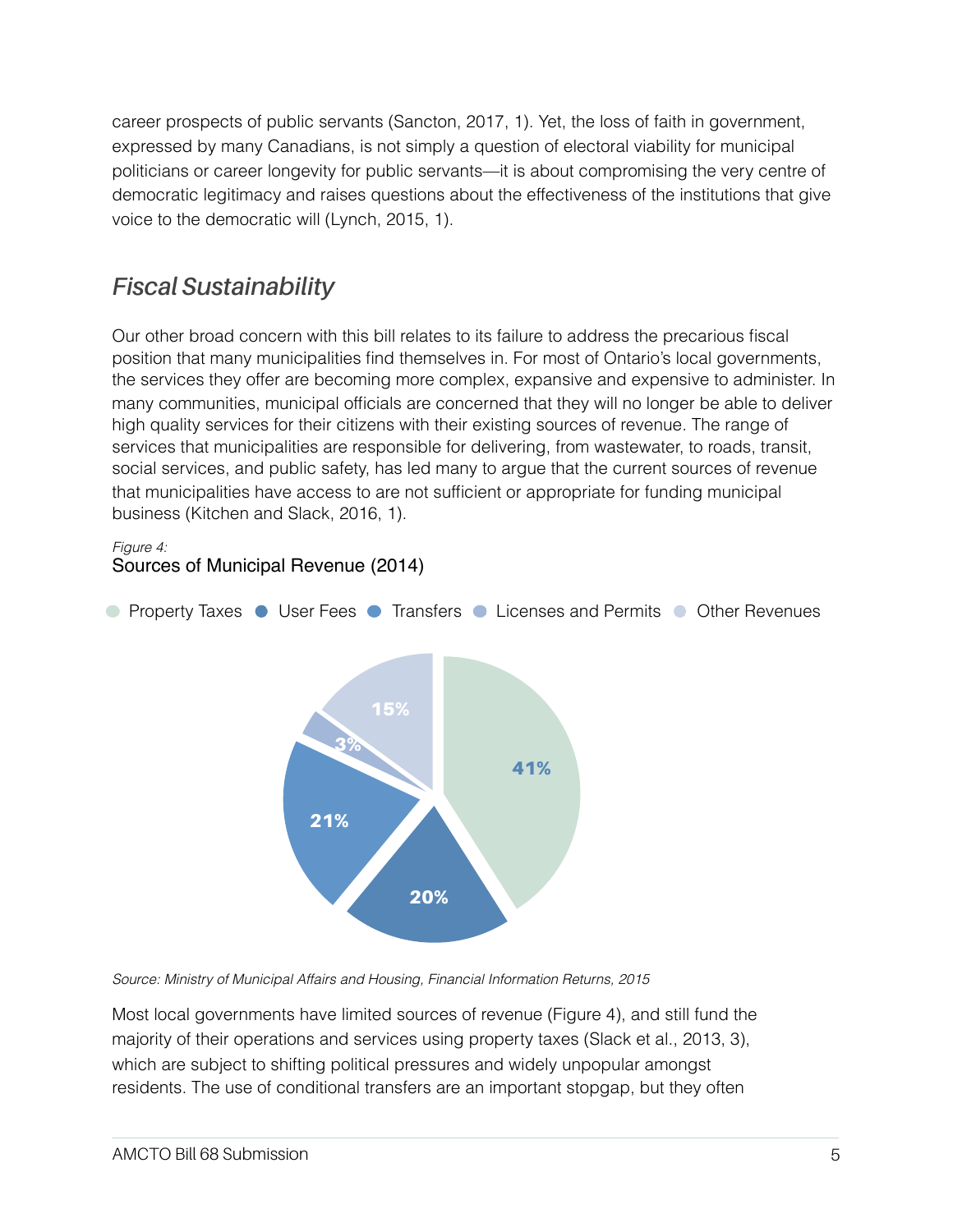career prospects of public servants (Sancton, 2017, 1). Yet, the loss of faith in government, expressed by many Canadians, is not simply a question of electoral viability for municipal politicians or career longevity for public servants—it is about compromising the very centre of democratic legitimacy and raises questions about the effectiveness of the institutions that give voice to the democratic will (Lynch, 2015, 1).

## *Fiscal Sustainability*

Our other broad concern with this bill relates to its failure to address the precarious fiscal position that many municipalities find themselves in. For most of Ontario's local governments, the services they offer are becoming more complex, expansive and expensive to administer. In many communities, municipal officials are concerned that they will no longer be able to deliver high quality services for their citizens with their existing sources of revenue. The range of services that municipalities are responsible for delivering, from wastewater, to roads, transit, social services, and public safety, has led many to argue that the current sources of revenue that municipalities have access to are not sufficient or appropriate for funding municipal business (Kitchen and Slack, 2016, 1).

*Figure 4:*
Sources of Municipal Revenue (2014)

| Source | Share |
|---|---|
| Property Taxes | 41% |
| User Fees | 20% |
| Transfers | 21% |
| Licenses and Permits | 3% |
| Other Revenues | 15% |

*Source: Ministry of Municipal Affairs and Housing, Financial Information Returns, 2015*

Most local governments have limited sources of revenue (Figure 4), and still fund the majority of their operations and services using property taxes (Slack et al., 2013, 3), which are subject to shifting political pressures and widely unpopular amongst residents. The use of conditional transfers are an important stopgap, but they often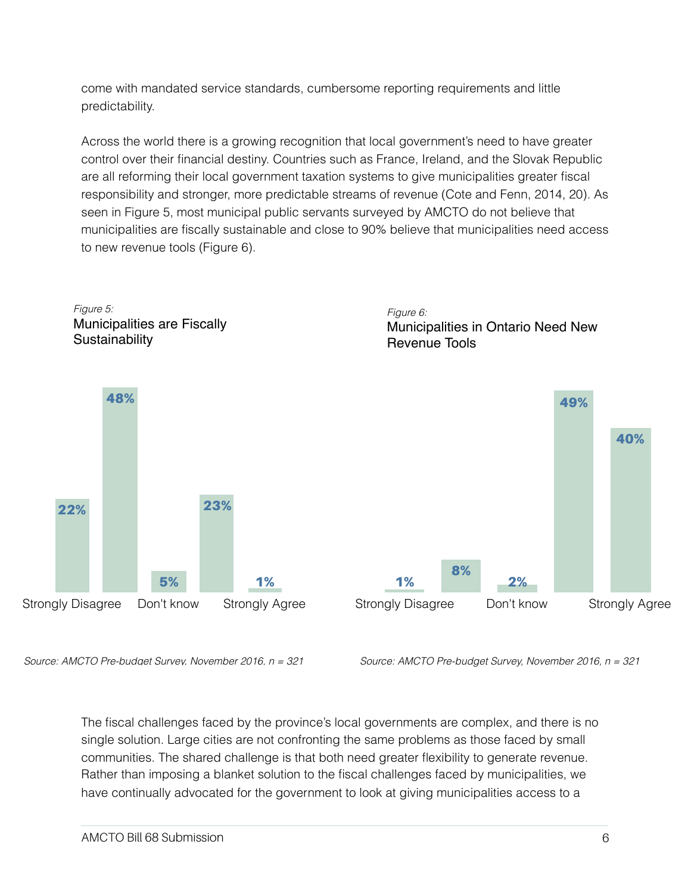come with mandated service standards, cumbersome reporting requirements and little predictability.

Across the world there is a growing recognition that local government's need to have greater control over their financial destiny. Countries such as France, Ireland, and the Slovak Republic are all reforming their local government taxation systems to give municipalities greater fiscal responsibility and stronger, more predictable streams of revenue (Cote and Fenn, 2014, 20). As seen in Figure 5, most municipal public servants surveyed by AMCTO do not believe that municipalities are fiscally sustainable and close to 90% believe that municipalities need access to new revenue tools (Figure 6).

*Figure 5:*
Municipalities are Fiscally Sustainability

| Strongly Disagree | | Don't know | | Strongly Agree |
|---|---|---|---|---|
| 22% | 48% | 5% | 23% | 1% |

*Source: AMCTO Pre-budget Survey, November 2016, n = 321*

*Figure 6:*
Municipalities in Ontario Need New Revenue Tools

| Strongly Disagree | | Don't know | | Strongly Agree |
|---|---|---|---|---|
| 1% | 8% | 2% | 49% | 40% |

*Source: AMCTO Pre-budget Survey, November 2016, n = 321*

The fiscal challenges faced by the province's local governments are complex, and there is no single solution. Large cities are not confronting the same problems as those faced by small communities. The shared challenge is that both need greater flexibility to generate revenue. Rather than imposing a blanket solution to the fiscal challenges faced by municipalities, we have continually advocated for the government to look at giving municipalities access to a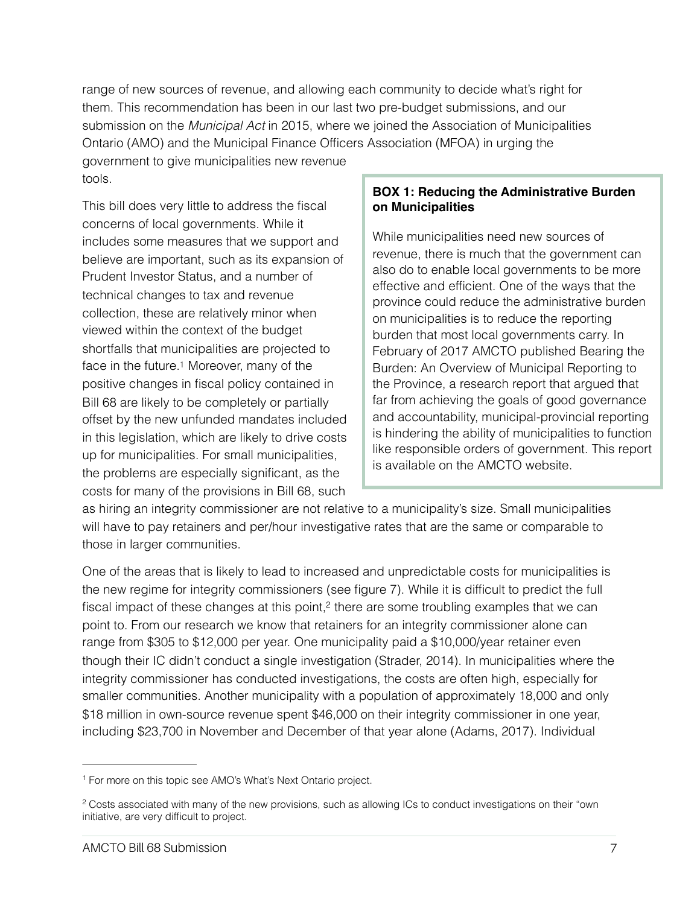range of new sources of revenue, and allowing each community to decide what's right for them. This recommendation has been in our last two pre-budget submissions, and our submission on the *Municipal Act* in 2015, where we joined the Association of Municipalities Ontario (AMO) and the Municipal Finance Officers Association (MFOA) in urging the government to give municipalities new revenue tools.

This bill does very little to address the fiscal concerns of local governments. While it includes some measures that we support and believe are important, such as its expansion of Prudent Investor Status, and a number of technical changes to tax and revenue collection, these are relatively minor when viewed within the context of the budget shortfalls that municipalities are projected to face in the future.[1] Moreover, many of the positive changes in fiscal policy contained in Bill 68 are likely to be completely or partially offset by the new unfunded mandates included in this legislation, which are likely to drive costs up for municipalities. For small municipalities, the problems are especially significant, as the costs for many of the provisions in Bill 68, such as hiring an integrity commissioner are not relative to a municipality's size. Small municipalities will have to pay retainers and per/hour investigative rates that are the same or comparable to those in larger communities.

> **BOX 1: Reducing the Administrative Burden on Municipalities**
>
> While municipalities need new sources of revenue, there is much that the government can also do to enable local governments to be more effective and efficient. One of the ways that the province could reduce the administrative burden on municipalities is to reduce the reporting burden that most local governments carry. In February of 2017 AMCTO published Bearing the Burden: An Overview of Municipal Reporting to the Province, a research report that argued that far from achieving the goals of good governance and accountability, municipal-provincial reporting is hindering the ability of municipalities to function like responsible orders of government. This report is available on the AMCTO website.

One of the areas that is likely to lead to increased and unpredictable costs for municipalities is the new regime for integrity commissioners (see figure 7). While it is difficult to predict the full fiscal impact of these changes at this point,[2] there are some troubling examples that we can point to. From our research we know that retainers for an integrity commissioner alone can range from $305 to $12,000 per year. One municipality paid a $10,000/year retainer even though their IC didn't conduct a single investigation (Strader, 2014). In municipalities where the integrity commissioner has conducted investigations, the costs are often high, especially for smaller communities. Another municipality with a population of approximately 18,000 and only $18 million in own-source revenue spent $46,000 on their integrity commissioner in one year, including $23,700 in November and December of that year alone (Adams, 2017). Individual

---

[1] For more on this topic see AMO's What's Next Ontario project.

[2] Costs associated with many of the new provisions, such as allowing ICs to conduct investigations on their "own initiative, are very difficult to project.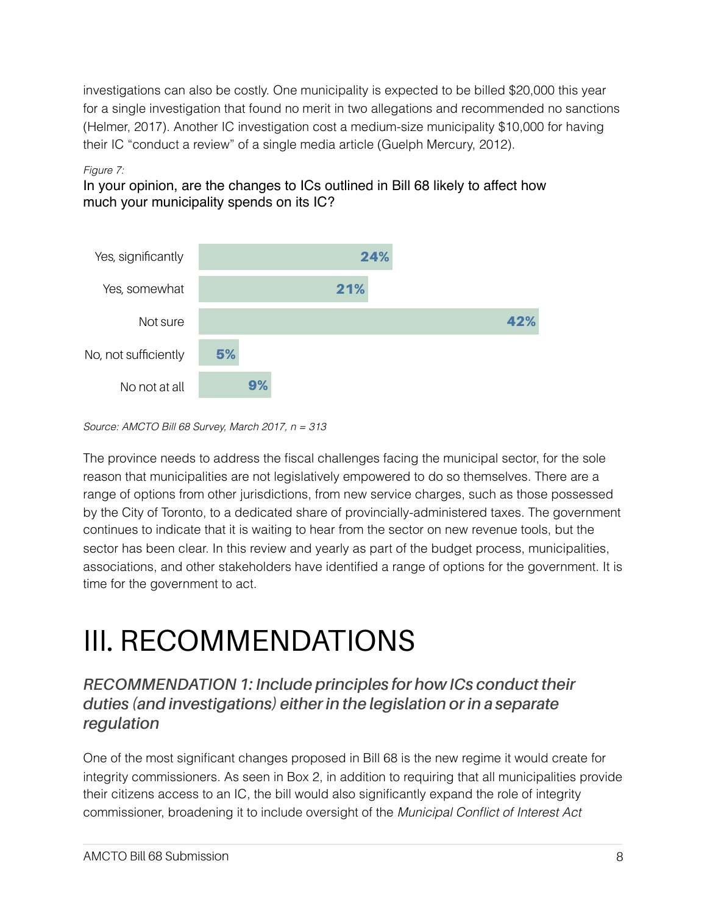investigations can also be costly. One municipality is expected to be billed $20,000 this year for a single investigation that found no merit in two allegations and recommended no sanctions (Helmer, 2017). Another IC investigation cost a medium-size municipality $10,000 for having their IC "conduct a review" of a single media article (Guelph Mercury, 2012).

*Figure 7:*

In your opinion, are the changes to ICs outlined in Bill 68 likely to affect how much your municipality spends on its IC?

| Response | Percentage |
|---|---|
| Yes, significantly | 24% |
| Yes, somewhat | 21% |
| Not sure | 42% |
| No, not sufficiently | 5% |
| No not at all | 9% |

*Source: AMCTO Bill 68 Survey, March 2017, n = 313*

The province needs to address the fiscal challenges facing the municipal sector, for the sole reason that municipalities are not legislatively empowered to do so themselves. There are a range of options from other jurisdictions, from new service charges, such as those possessed by the City of Toronto, to a dedicated share of provincially-administered taxes. The government continues to indicate that it is waiting to hear from the sector on new revenue tools, but the sector has been clear. In this review and yearly as part of the budget process, municipalities, associations, and other stakeholders have identified a range of options for the government. It is time for the government to act.

# III. RECOMMENDATIONS

### *RECOMMENDATION 1: Include principles for how ICs conduct their duties (and investigations) either in the legislation or in a separate regulation*

One of the most significant changes proposed in Bill 68 is the new regime it would create for integrity commissioners. As seen in Box 2, in addition to requiring that all municipalities provide their citizens access to an IC, the bill would also significantly expand the role of integrity commissioner, broadening it to include oversight of the *Municipal Conflict of Interest Act*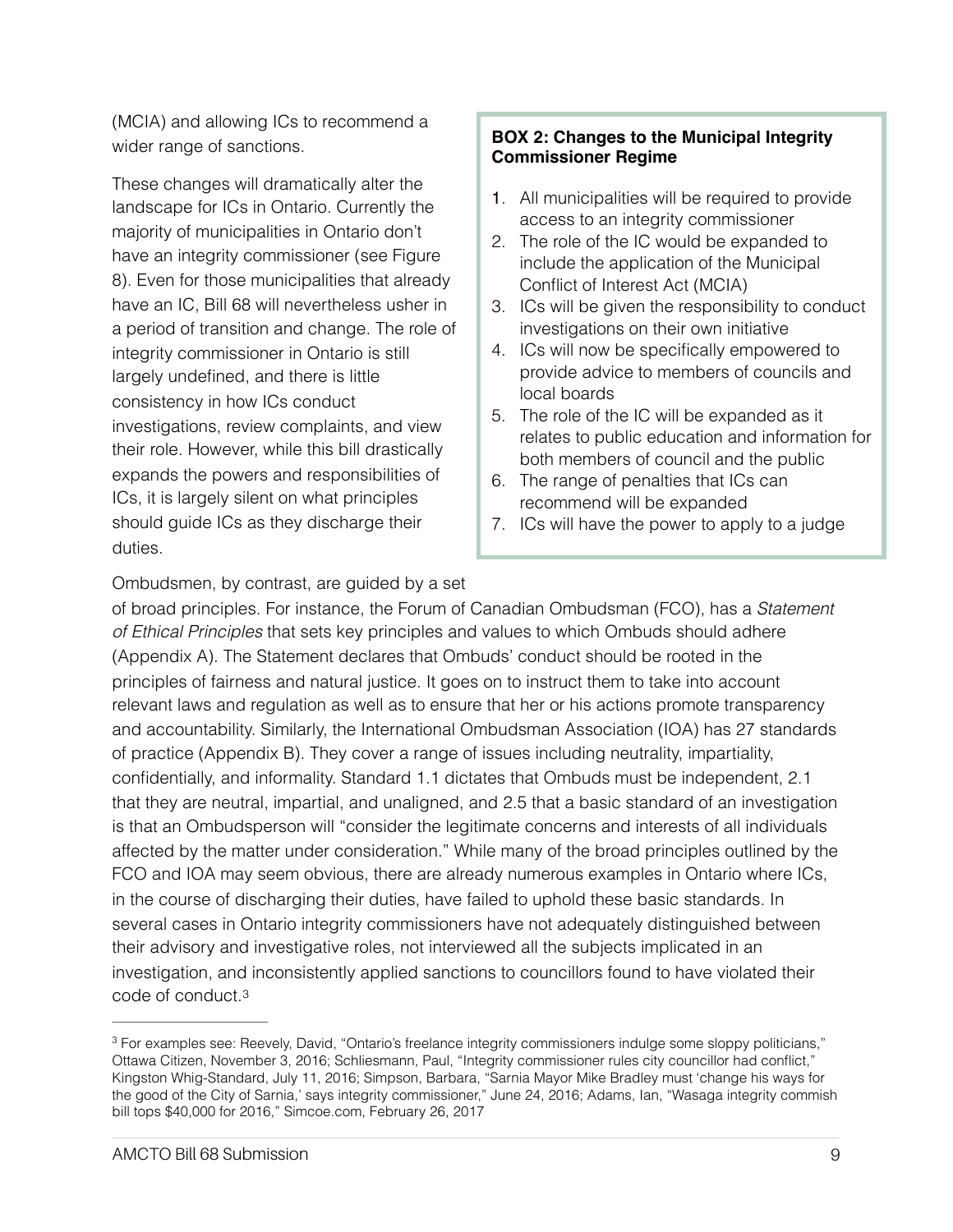(MCIA) and allowing ICs to recommend a wider range of sanctions.

These changes will dramatically alter the landscape for ICs in Ontario. Currently the majority of municipalities in Ontario don't have an integrity commissioner (see Figure 8). Even for those municipalities that already have an IC, Bill 68 will nevertheless usher in a period of transition and change. The role of integrity commissioner in Ontario is still largely undefined, and there is little consistency in how ICs conduct investigations, review complaints, and view their role. However, while this bill drastically expands the powers and responsibilities of ICs, it is largely silent on what principles should guide ICs as they discharge their duties.

> **BOX 2: Changes to the Municipal Integrity Commissioner Regime**
>
> 1. All municipalities will be required to provide access to an integrity commissioner
> 2. The role of the IC would be expanded to include the application of the Municipal Conflict of Interest Act (MCIA)
> 3. ICs will be given the responsibility to conduct investigations on their own initiative
> 4. ICs will now be specifically empowered to provide advice to members of councils and local boards
> 5. The role of the IC will be expanded as it relates to public education and information for both members of council and the public
> 6. The range of penalties that ICs can recommend will be expanded
> 7. ICs will have the power to apply to a judge

Ombudsmen, by contrast, are guided by a set of broad principles. For instance, the Forum of Canadian Ombudsman (FCO), has a *Statement of Ethical Principles* that sets key principles and values to which Ombuds should adhere (Appendix A). The Statement declares that Ombuds' conduct should be rooted in the principles of fairness and natural justice. It goes on to instruct them to take into account relevant laws and regulation as well as to ensure that her or his actions promote transparency and accountability. Similarly, the International Ombudsman Association (IOA) has 27 standards of practice (Appendix B). They cover a range of issues including neutrality, impartiality, confidentially, and informality. Standard 1.1 dictates that Ombuds must be independent, 2.1 that they are neutral, impartial, and unaligned, and 2.5 that a basic standard of an investigation is that an Ombudsperson will "consider the legitimate concerns and interests of all individuals affected by the matter under consideration." While many of the broad principles outlined by the FCO and IOA may seem obvious, there are already numerous examples in Ontario where ICs, in the course of discharging their duties, have failed to uphold these basic standards. In several cases in Ontario integrity commissioners have not adequately distinguished between their advisory and investigative roles, not interviewed all the subjects implicated in an investigation, and inconsistently applied sanctions to councillors found to have violated their code of conduct.[3]

---

[3] For examples see: Reevely, David, "Ontario's freelance integrity commissioners indulge some sloppy politicians," Ottawa Citizen, November 3, 2016; Schliesmann, Paul, "Integrity commissioner rules city councillor had conflict," Kingston Whig-Standard, July 11, 2016; Simpson, Barbara, "Sarnia Mayor Mike Bradley must 'change his ways for the good of the City of Sarnia,' says integrity commissioner," June 24, 2016; Adams, Ian, "Wasaga integrity commish bill tops $40,000 for 2016," Simcoe.com, February 26, 2017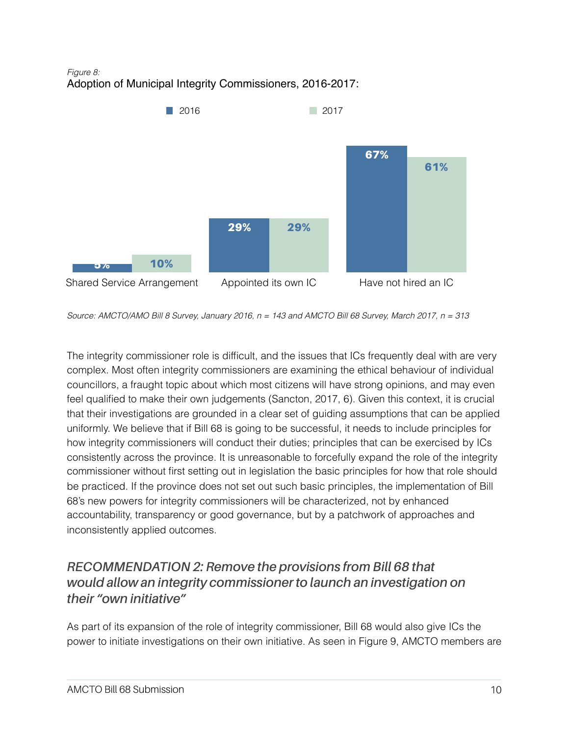*Figure 8:*
Adoption of Municipal Integrity Commissioners, 2016-2017:

| | 2016 | 2017 |
|---|---|---|
| Shared Service Arrangement | 5% | 10% |
| Appointed its own IC | 29% | 29% |
| Have not hired an IC | 67% | 61% |

*Source: AMCTO/AMO Bill 8 Survey, January 2016, n = 143 and AMCTO Bill 68 Survey, March 2017, n = 313*

The integrity commissioner role is difficult, and the issues that ICs frequently deal with are very complex. Most often integrity commissioners are examining the ethical behaviour of individual councillors, a fraught topic about which most citizens will have strong opinions, and may even feel qualified to make their own judgements (Sancton, 2017, 6). Given this context, it is crucial that their investigations are grounded in a clear set of guiding assumptions that can be applied uniformly. We believe that if Bill 68 is going to be successful, it needs to include principles for how integrity commissioners will conduct their duties; principles that can be exercised by ICs consistently across the province. It is unreasonable to forcefully expand the role of the integrity commissioner without first setting out in legislation the basic principles for how that role should be practiced. If the province does not set out such basic principles, the implementation of Bill 68's new powers for integrity commissioners will be characterized, not by enhanced accountability, transparency or good governance, but by a patchwork of approaches and inconsistently applied outcomes.

## *RECOMMENDATION 2: Remove the provisions from Bill 68 that would allow an integrity commissioner to launch an investigation on their "own initiative"*

As part of its expansion of the role of integrity commissioner, Bill 68 would also give ICs the power to initiate investigations on their own initiative. As seen in Figure 9, AMCTO members are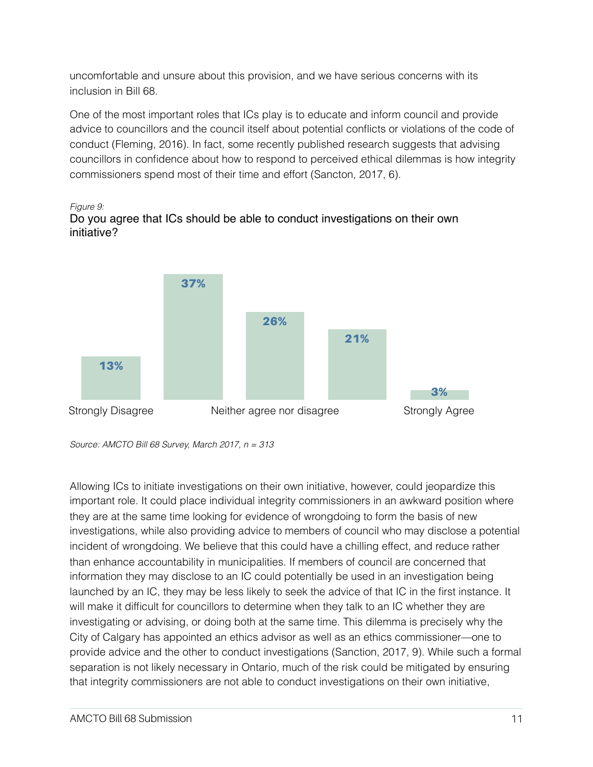uncomfortable and unsure about this provision, and we have serious concerns with its inclusion in Bill 68.

One of the most important roles that ICs play is to educate and inform council and provide advice to councillors and the council itself about potential conflicts or violations of the code of conduct (Fleming, 2016). In fact, some recently published research suggests that advising councillors in confidence about how to respond to perceived ethical dilemmas is how integrity commissioners spend most of their time and effort (Sancton, 2017, 6).

*Figure 9:*

Do you agree that ICs should be able to conduct investigations on their own initiative?

| Strongly Disagree | | Neither agree nor disagree | | Strongly Agree |
|---|---|---|---|---|
| 13% | 37% | 26% | 21% | 3% |

*Source: AMCTO Bill 68 Survey, March 2017, n = 313*

Allowing ICs to initiate investigations on their own initiative, however, could jeopardize this important role. It could place individual integrity commissioners in an awkward position where they are at the same time looking for evidence of wrongdoing to form the basis of new investigations, while also providing advice to members of council who may disclose a potential incident of wrongdoing. We believe that this could have a chilling effect, and reduce rather than enhance accountability in municipalities. If members of council are concerned that information they may disclose to an IC could potentially be used in an investigation being launched by an IC, they may be less likely to seek the advice of that IC in the first instance. It will make it difficult for councillors to determine when they talk to an IC whether they are investigating or advising, or doing both at the same time. This dilemma is precisely why the City of Calgary has appointed an ethics advisor as well as an ethics commissioner—one to provide advice and the other to conduct investigations (Sanction, 2017, 9). While such a formal separation is not likely necessary in Ontario, much of the risk could be mitigated by ensuring that integrity commissioners are not able to conduct investigations on their own initiative,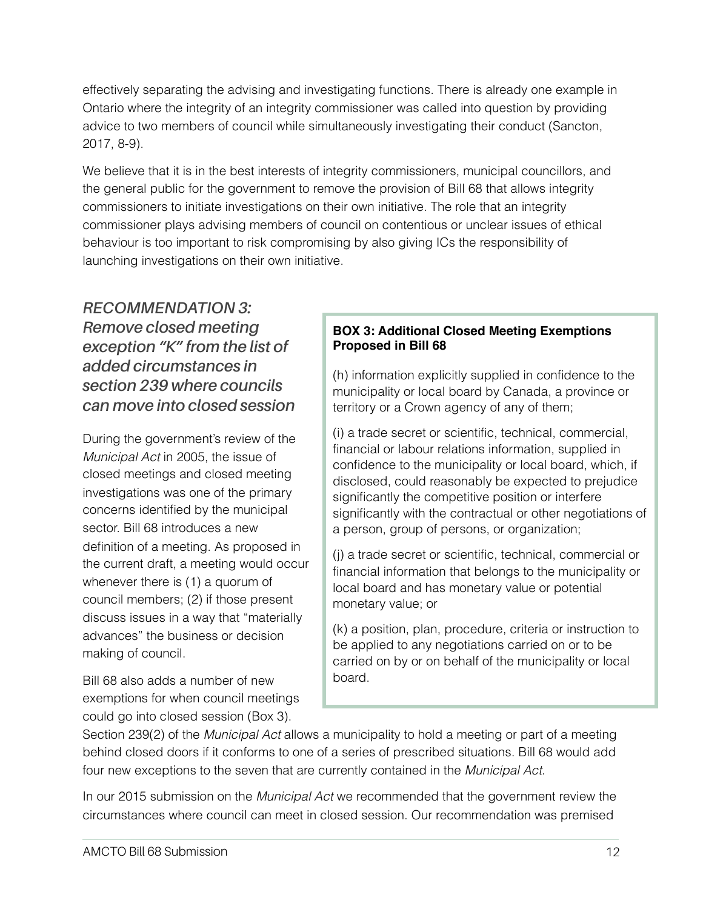effectively separating the advising and investigating functions. There is already one example in Ontario where the integrity of an integrity commissioner was called into question by providing advice to two members of council while simultaneously investigating their conduct (Sancton, 2017, 8-9).

We believe that it is in the best interests of integrity commissioners, municipal councillors, and the general public for the government to remove the provision of Bill 68 that allows integrity commissioners to initiate investigations on their own initiative. The role that an integrity commissioner plays advising members of council on contentious or unclear issues of ethical behaviour is too important to risk compromising by also giving ICs the responsibility of launching investigations on their own initiative.

### *RECOMMENDATION 3: Remove closed meeting exception "K" from the list of added circumstances in section 239 where councils can move into closed session*

During the government's review of the *Municipal Act* in 2005, the issue of closed meetings and closed meeting investigations was one of the primary concerns identified by the municipal sector. Bill 68 introduces a new definition of a meeting. As proposed in the current draft, a meeting would occur whenever there is (1) a quorum of council members; (2) if those present discuss issues in a way that "materially advances" the business or decision making of council.

Bill 68 also adds a number of new exemptions for when council meetings could go into closed session (Box 3).

> **BOX 3: Additional Closed Meeting Exemptions Proposed in Bill 68**
>
> (h) information explicitly supplied in confidence to the municipality or local board by Canada, a province or territory or a Crown agency of any of them;
>
> (i) a trade secret or scientific, technical, commercial, financial or labour relations information, supplied in confidence to the municipality or local board, which, if disclosed, could reasonably be expected to prejudice significantly the competitive position or interfere significantly with the contractual or other negotiations of a person, group of persons, or organization;
>
> (j) a trade secret or scientific, technical, commercial or financial information that belongs to the municipality or local board and has monetary value or potential monetary value; or
>
> (k) a position, plan, procedure, criteria or instruction to be applied to any negotiations carried on or to be carried on by or on behalf of the municipality or local board.

Section 239(2) of the *Municipal Act* allows a municipality to hold a meeting or part of a meeting behind closed doors if it conforms to one of a series of prescribed situations. Bill 68 would add four new exceptions to the seven that are currently contained in the *Municipal Act*.

In our 2015 submission on the *Municipal Act* we recommended that the government review the circumstances where council can meet in closed session. Our recommendation was premised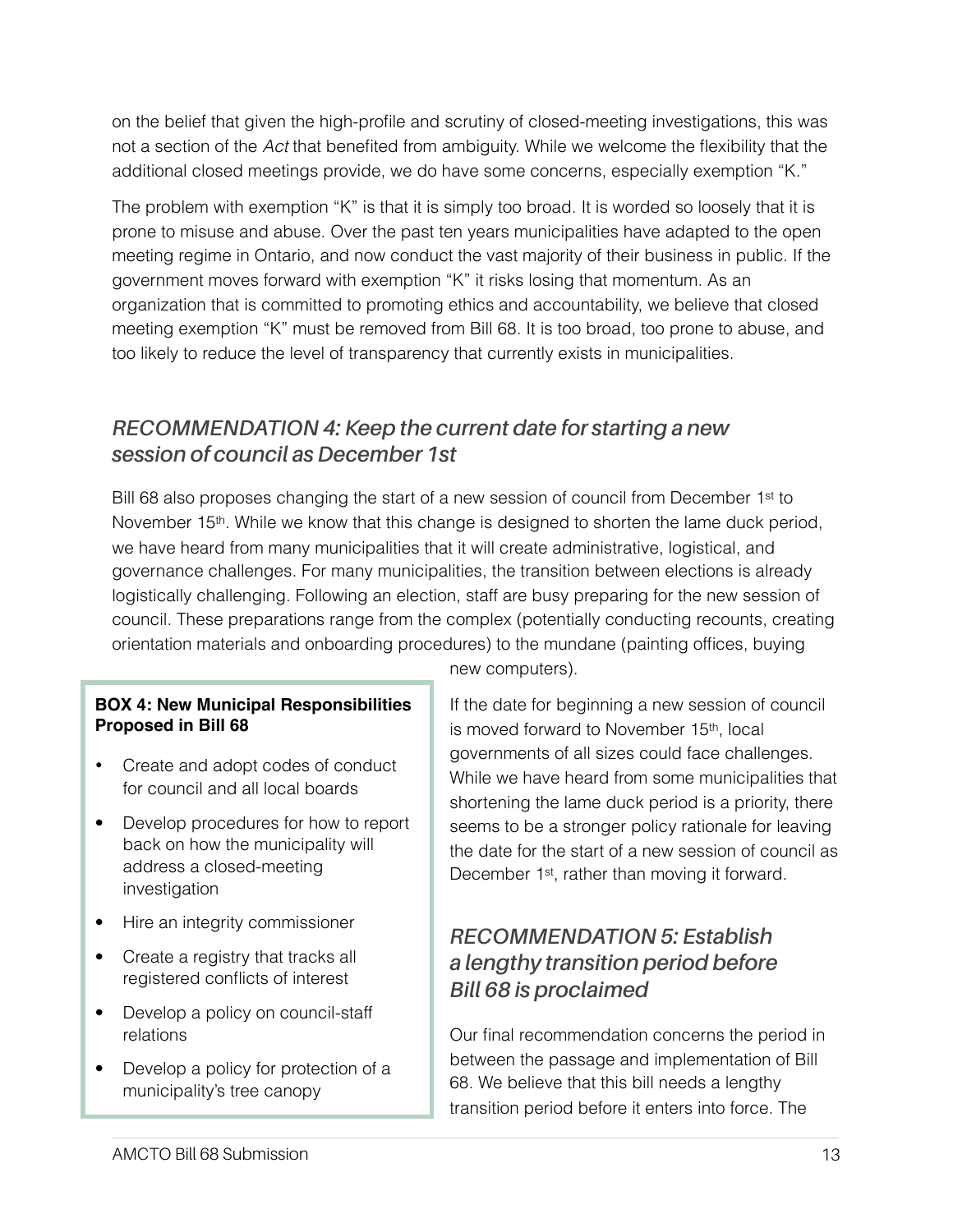on the belief that given the high-profile and scrutiny of closed-meeting investigations, this was not a section of the *Act* that benefited from ambiguity. While we welcome the flexibility that the additional closed meetings provide, we do have some concerns, especially exemption "K."

The problem with exemption "K" is that it is simply too broad. It is worded so loosely that it is prone to misuse and abuse. Over the past ten years municipalities have adapted to the open meeting regime in Ontario, and now conduct the vast majority of their business in public. If the government moves forward with exemption "K" it risks losing that momentum. As an organization that is committed to promoting ethics and accountability, we believe that closed meeting exemption "K" must be removed from Bill 68. It is too broad, too prone to abuse, and too likely to reduce the level of transparency that currently exists in municipalities.

## *RECOMMENDATION 4: Keep the current date for starting a new session of council as December 1st*

Bill 68 also proposes changing the start of a new session of council from December 1st to November 15th. While we know that this change is designed to shorten the lame duck period, we have heard from many municipalities that it will create administrative, logistical, and governance challenges. For many municipalities, the transition between elections is already logistically challenging. Following an election, staff are busy preparing for the new session of council. These preparations range from the complex (potentially conducting recounts, creating orientation materials and onboarding procedures) to the mundane (painting offices, buying new computers).

If the date for beginning a new session of council is moved forward to November 15th, local governments of all sizes could face challenges. While we have heard from some municipalities that shortening the lame duck period is a priority, there seems to be a stronger policy rationale for leaving the date for the start of a new session of council as December 1st, rather than moving it forward.

> **BOX 4: New Municipal Responsibilities Proposed in Bill 68**
>
> - Create and adopt codes of conduct for council and all local boards
> - Develop procedures for how to report back on how the municipality will address a closed-meeting investigation
> - Hire an integrity commissioner
> - Create a registry that tracks all registered conflicts of interest
> - Develop a policy on council-staff relations
> - Develop a policy for protection of a municipality's tree canopy

## *RECOMMENDATION 5: Establish a lengthy transition period before Bill 68 is proclaimed*

Our final recommendation concerns the period in between the passage and implementation of Bill 68. We believe that this bill needs a lengthy transition period before it enters into force. The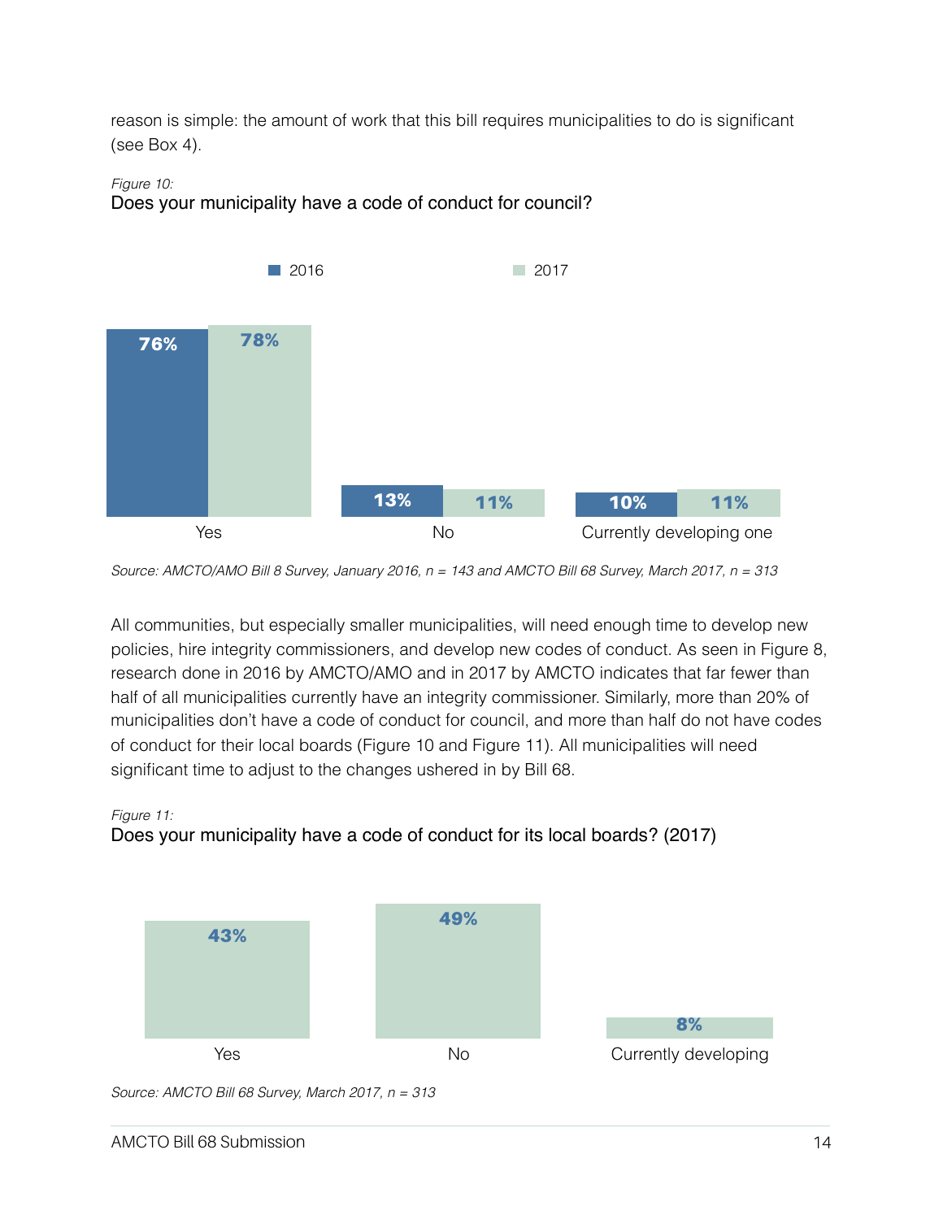reason is simple: the amount of work that this bill requires municipalities to do is significant (see Box 4).

*Figure 10:*
Does your municipality have a code of conduct for council?

| | 2016 | 2017 |
|---|---|---|
| Yes | 76% | 78% |
| No | 13% | 11% |
| Currently developing one | 10% | 11% |

*Source: AMCTO/AMO Bill 8 Survey, January 2016, n = 143 and AMCTO Bill 68 Survey, March 2017, n = 313*

All communities, but especially smaller municipalities, will need enough time to develop new policies, hire integrity commissioners, and develop new codes of conduct. As seen in Figure 8, research done in 2016 by AMCTO/AMO and in 2017 by AMCTO indicates that far fewer than half of all municipalities currently have an integrity commissioner. Similarly, more than 20% of municipalities don't have a code of conduct for council, and more than half do not have codes of conduct for their local boards (Figure 10 and Figure 11). All municipalities will need significant time to adjust to the changes ushered in by Bill 68.

*Figure 11:*
Does your municipality have a code of conduct for its local boards? (2017)

| Yes | No | Currently developing |
|---|---|---|
| 43% | 49% | 8% |

*Source: AMCTO Bill 68 Survey, March 2017, n = 313*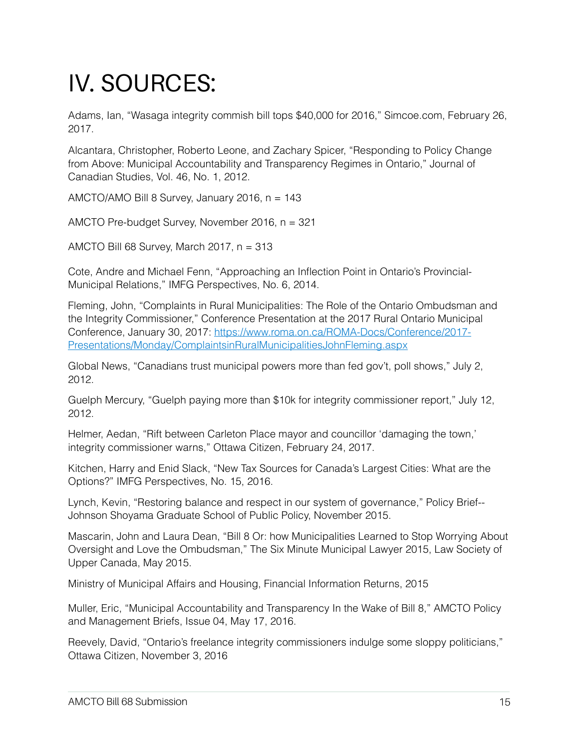# IV. SOURCES:

Adams, Ian, "Wasaga integrity commish bill tops $40,000 for 2016," Simcoe.com, February 26, 2017.

Alcantara, Christopher, Roberto Leone, and Zachary Spicer, "Responding to Policy Change from Above: Municipal Accountability and Transparency Regimes in Ontario," Journal of Canadian Studies, Vol. 46, No. 1, 2012.

AMCTO/AMO Bill 8 Survey, January 2016, n = 143

AMCTO Pre-budget Survey, November 2016, n = 321

AMCTO Bill 68 Survey, March 2017, n = 313

Cote, Andre and Michael Fenn, "Approaching an Inflection Point in Ontario's Provincial-Municipal Relations," IMFG Perspectives, No. 6, 2014.

Fleming, John, "Complaints in Rural Municipalities: The Role of the Ontario Ombudsman and the Integrity Commissioner," Conference Presentation at the 2017 Rural Ontario Municipal Conference, January 30, 2017: [https://www.roma.on.ca/ROMA-Docs/Conference/2017-Presentations/Monday/ComplaintsinRuralMunicipalitiesJohnFleming.aspx](https://www.roma.on.ca/ROMA-Docs/Conference/2017-Presentations/Monday/ComplaintsinRuralMunicipalitiesJohnFleming.aspx)

Global News, "Canadians trust municipal powers more than fed gov't, poll shows," July 2, 2012.

Guelph Mercury, "Guelph paying more than $10k for integrity commissioner report," July 12, 2012.

Helmer, Aedan, "Rift between Carleton Place mayor and councillor 'damaging the town,' integrity commissioner warns," Ottawa Citizen, February 24, 2017.

Kitchen, Harry and Enid Slack, "New Tax Sources for Canada's Largest Cities: What are the Options?" IMFG Perspectives, No. 15, 2016.

Lynch, Kevin, "Restoring balance and respect in our system of governance," Policy Brief--Johnson Shoyama Graduate School of Public Policy, November 2015.

Mascarin, John and Laura Dean, "Bill 8 Or: how Municipalities Learned to Stop Worrying About Oversight and Love the Ombudsman," The Six Minute Municipal Lawyer 2015, Law Society of Upper Canada, May 2015.

Ministry of Municipal Affairs and Housing, Financial Information Returns, 2015

Muller, Eric, "Municipal Accountability and Transparency In the Wake of Bill 8," AMCTO Policy and Management Briefs, Issue 04, May 17, 2016.

Reevely, David, "Ontario's freelance integrity commissioners indulge some sloppy politicians," Ottawa Citizen, November 3, 2016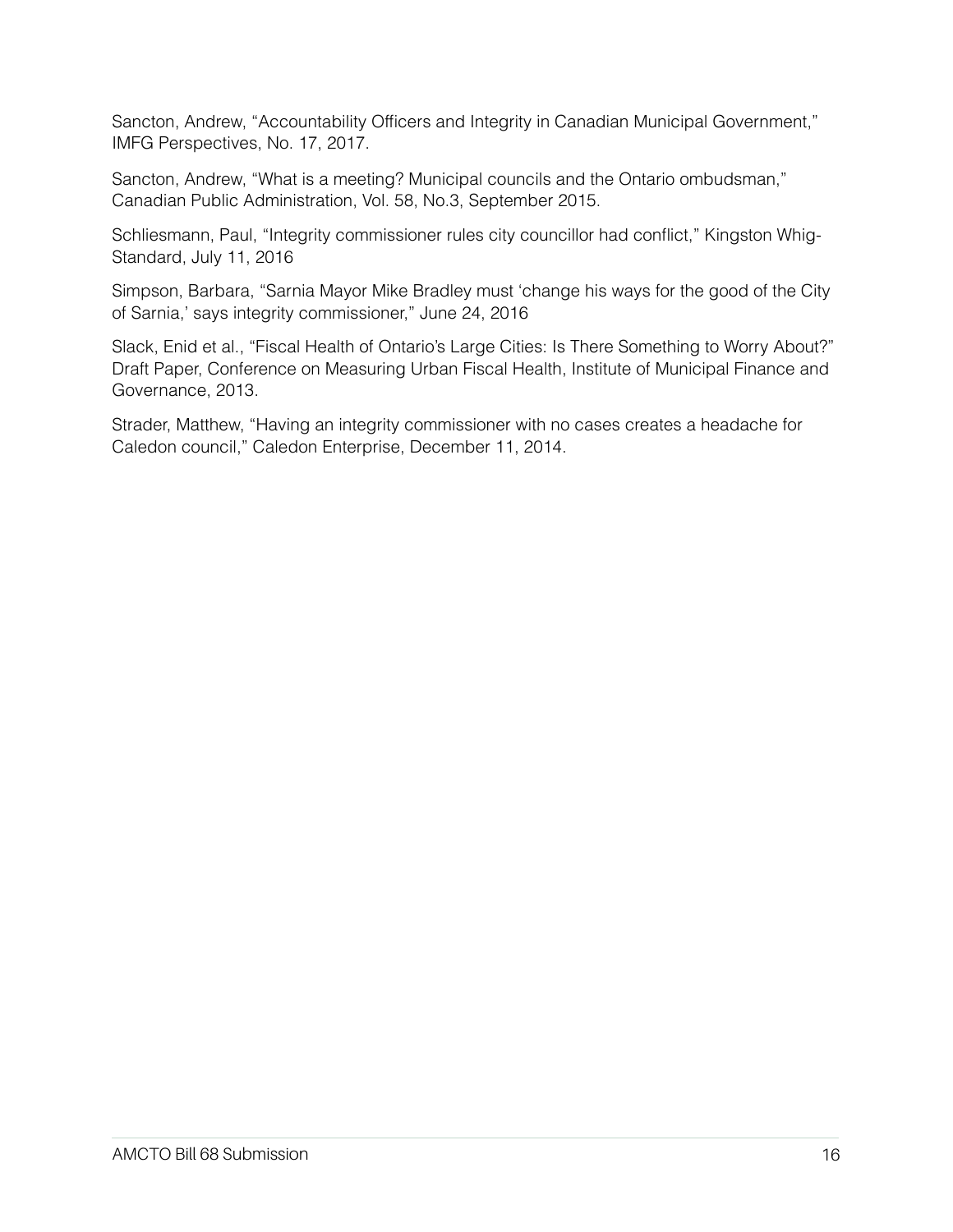Sancton, Andrew, “Accountability Officers and Integrity in Canadian Municipal Government,” IMFG Perspectives, No. 17, 2017.

Sancton, Andrew, “What is a meeting? Municipal councils and the Ontario ombudsman,” Canadian Public Administration, Vol. 58, No.3, September 2015.

Schliesmann, Paul, “Integrity commissioner rules city councillor had conflict,” Kingston Whig-Standard, July 11, 2016

Simpson, Barbara, “Sarnia Mayor Mike Bradley must ‘change his ways for the good of the City of Sarnia,’ says integrity commissioner,” June 24, 2016

Slack, Enid et al., “Fiscal Health of Ontario’s Large Cities: Is There Something to Worry About?” Draft Paper, Conference on Measuring Urban Fiscal Health, Institute of Municipal Finance and Governance, 2013.

Strader, Matthew, “Having an integrity commissioner with no cases creates a headache for Caledon council,” Caledon Enterprise, December 11, 2014.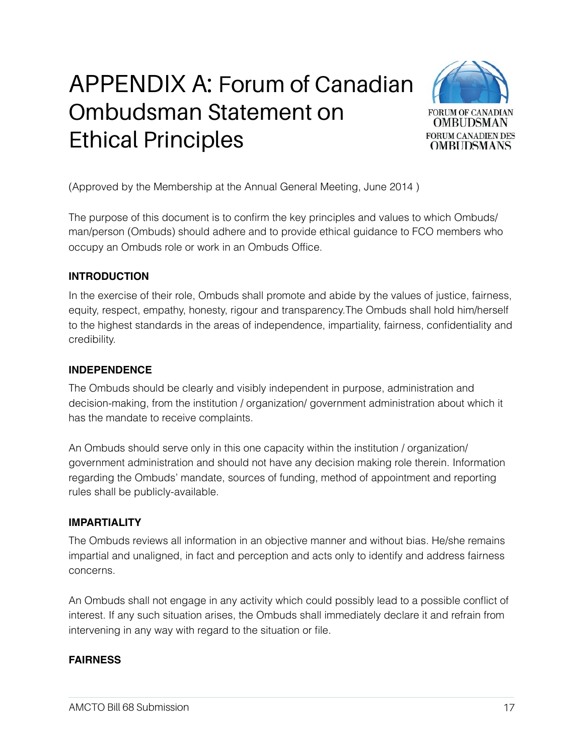# APPENDIX A: Forum of Canadian Ombudsman Statement on Ethical Principles

(Approved by the Membership at the Annual General Meeting, June 2014 )

The purpose of this document is to confirm the key principles and values to which Ombuds/man/person (Ombuds) should adhere and to provide ethical guidance to FCO members who occupy an Ombuds role or work in an Ombuds Office.

**INTRODUCTION**

In the exercise of their role, Ombuds shall promote and abide by the values of justice, fairness, equity, respect, empathy, honesty, rigour and transparency.The Ombuds shall hold him/herself to the highest standards in the areas of independence, impartiality, fairness, confidentiality and credibility.

**INDEPENDENCE**

The Ombuds should be clearly and visibly independent in purpose, administration and decision-making, from the institution / organization/ government administration about which it has the mandate to receive complaints.

An Ombuds should serve only in this one capacity within the institution / organization/ government administration and should not have any decision making role therein. Information regarding the Ombuds' mandate, sources of funding, method of appointment and reporting rules shall be publicly-available.

**IMPARTIALITY**

The Ombuds reviews all information in an objective manner and without bias. He/she remains impartial and unaligned, in fact and perception and acts only to identify and address fairness concerns.

An Ombuds shall not engage in any activity which could possibly lead to a possible conflict of interest. If any such situation arises, the Ombuds shall immediately declare it and refrain from intervening in any way with regard to the situation or file.

**FAIRNESS**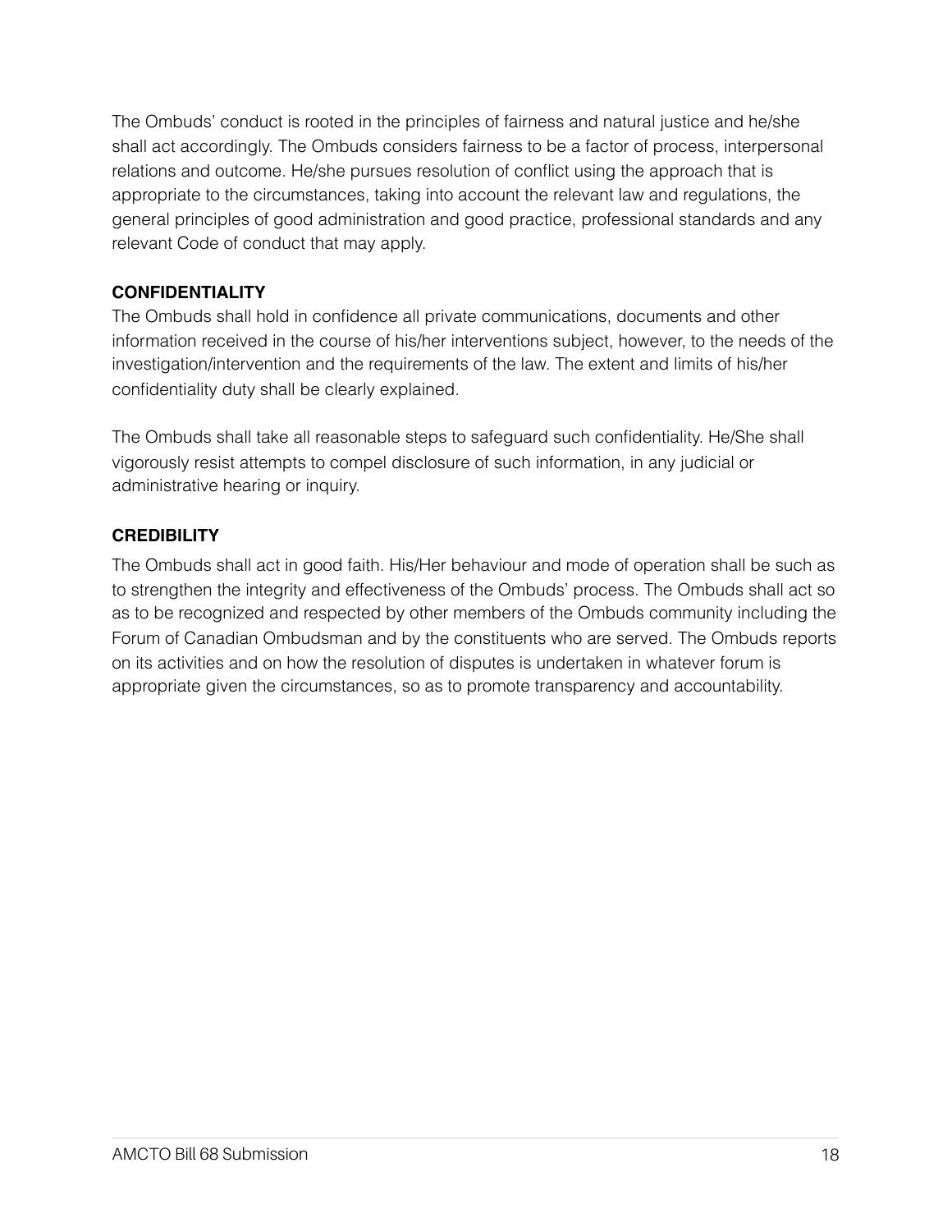The Ombuds' conduct is rooted in the principles of fairness and natural justice and he/she shall act accordingly. The Ombuds considers fairness to be a factor of process, interpersonal relations and outcome. He/she pursues resolution of conflict using the approach that is appropriate to the circumstances, taking into account the relevant law and regulations, the general principles of good administration and good practice, professional standards and any relevant Code of conduct that may apply.

**CONFIDENTIALITY**

The Ombuds shall hold in confidence all private communications, documents and other information received in the course of his/her interventions subject, however, to the needs of the investigation/intervention and the requirements of the law. The extent and limits of his/her confidentiality duty shall be clearly explained.

The Ombuds shall take all reasonable steps to safeguard such confidentiality. He/She shall vigorously resist attempts to compel disclosure of such information, in any judicial or administrative hearing or inquiry.

**CREDIBILITY**

The Ombuds shall act in good faith. His/Her behaviour and mode of operation shall be such as to strengthen the integrity and effectiveness of the Ombuds' process. The Ombuds shall act so as to be recognized and respected by other members of the Ombuds community including the Forum of Canadian Ombudsman and by the constituents who are served. The Ombuds reports on its activities and on how the resolution of disputes is undertaken in whatever forum is appropriate given the circumstances, so as to promote transparency and accountability.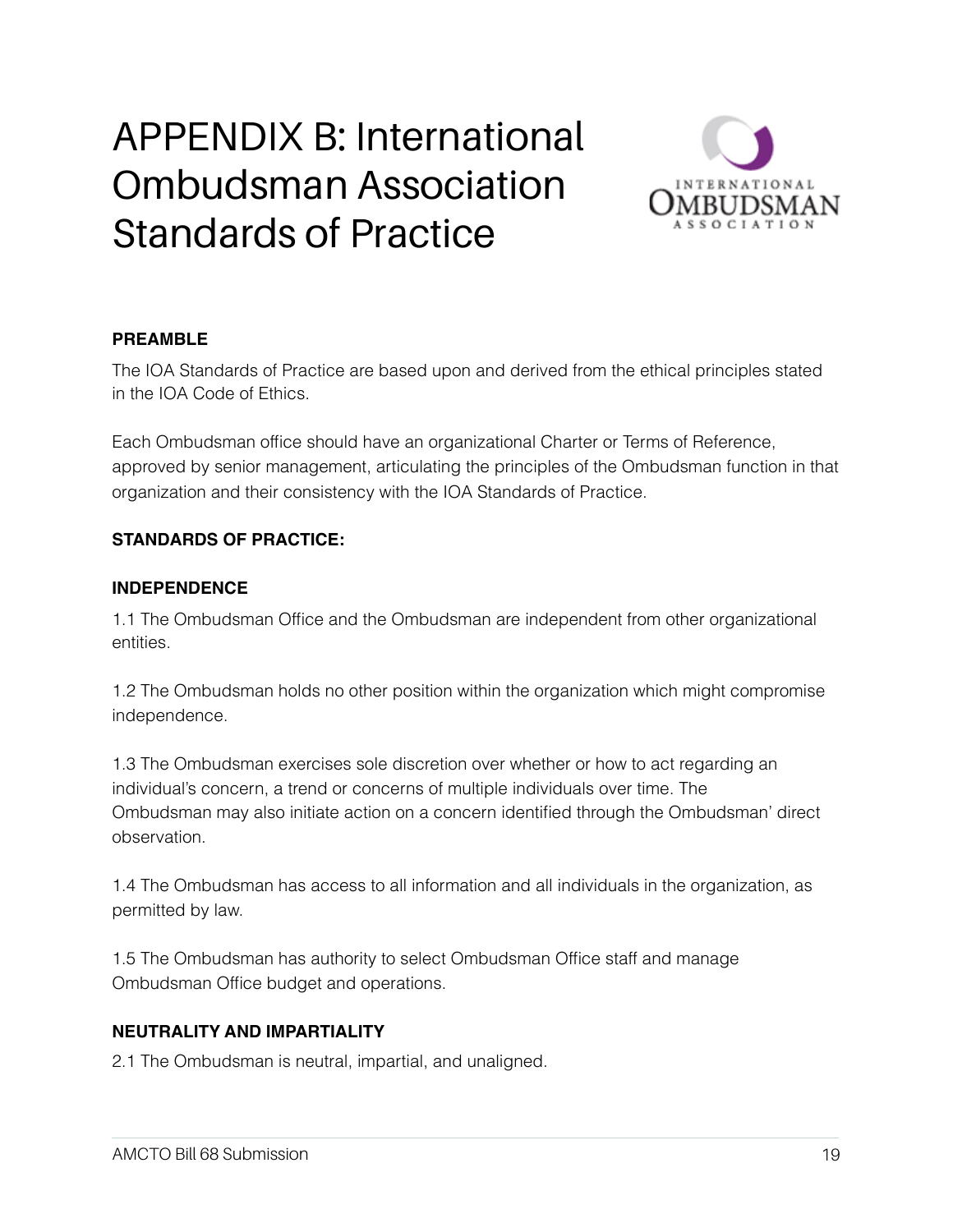# APPENDIX B: International Ombudsman Association Standards of Practice

**PREAMBLE**

The IOA Standards of Practice are based upon and derived from the ethical principles stated in the IOA Code of Ethics.

Each Ombudsman office should have an organizational Charter or Terms of Reference, approved by senior management, articulating the principles of the Ombudsman function in that organization and their consistency with the IOA Standards of Practice.

**STANDARDS OF PRACTICE:**

**INDEPENDENCE**

1.1 The Ombudsman Office and the Ombudsman are independent from other organizational entities.

1.2 The Ombudsman holds no other position within the organization which might compromise independence.

1.3 The Ombudsman exercises sole discretion over whether or how to act regarding an individual's concern, a trend or concerns of multiple individuals over time. The Ombudsman may also initiate action on a concern identified through the Ombudsman' direct observation.

1.4 The Ombudsman has access to all information and all individuals in the organization, as permitted by law.

1.5 The Ombudsman has authority to select Ombudsman Office staff and manage Ombudsman Office budget and operations.

**NEUTRALITY AND IMPARTIALITY**

2.1 The Ombudsman is neutral, impartial, and unaligned.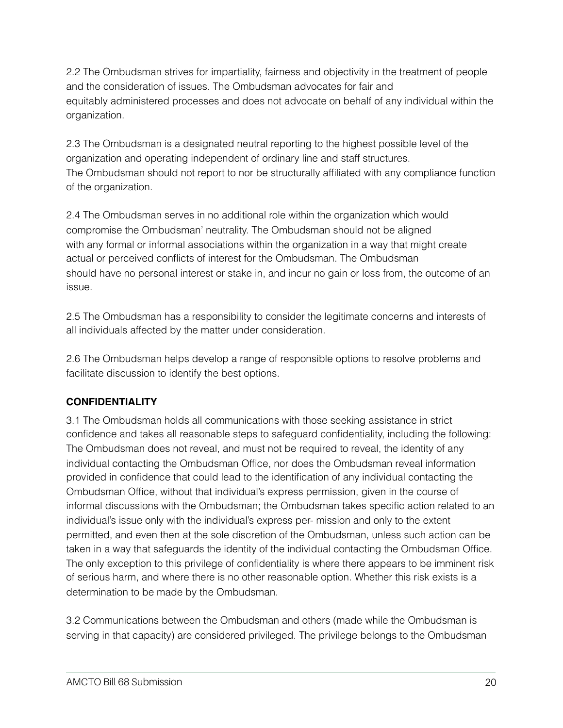2.2 The Ombudsman strives for impartiality, fairness and objectivity in the treatment of people and the consideration of issues. The Ombudsman advocates for fair and equitably administered processes and does not advocate on behalf of any individual within the organization.

2.3 The Ombudsman is a designated neutral reporting to the highest possible level of the organization and operating independent of ordinary line and staff structures. The Ombudsman should not report to nor be structurally affiliated with any compliance function of the organization.

2.4 The Ombudsman serves in no additional role within the organization which would compromise the Ombudsman' neutrality. The Ombudsman should not be aligned with any formal or informal associations within the organization in a way that might create actual or perceived conflicts of interest for the Ombudsman. The Ombudsman should have no personal interest or stake in, and incur no gain or loss from, the outcome of an issue.

2.5 The Ombudsman has a responsibility to consider the legitimate concerns and interests of all individuals affected by the matter under consideration.

2.6 The Ombudsman helps develop a range of responsible options to resolve problems and facilitate discussion to identify the best options.

**CONFIDENTIALITY**

3.1 The Ombudsman holds all communications with those seeking assistance in strict confidence and takes all reasonable steps to safeguard confidentiality, including the following: The Ombudsman does not reveal, and must not be required to reveal, the identity of any individual contacting the Ombudsman Office, nor does the Ombudsman reveal information provided in confidence that could lead to the identification of any individual contacting the Ombudsman Office, without that individual's express permission, given in the course of informal discussions with the Ombudsman; the Ombudsman takes specific action related to an individual's issue only with the individual's express per- mission and only to the extent permitted, and even then at the sole discretion of the Ombudsman, unless such action can be taken in a way that safeguards the identity of the individual contacting the Ombudsman Office. The only exception to this privilege of confidentiality is where there appears to be imminent risk of serious harm, and where there is no other reasonable option. Whether this risk exists is a determination to be made by the Ombudsman.

3.2 Communications between the Ombudsman and others (made while the Ombudsman is serving in that capacity) are considered privileged. The privilege belongs to the Ombudsman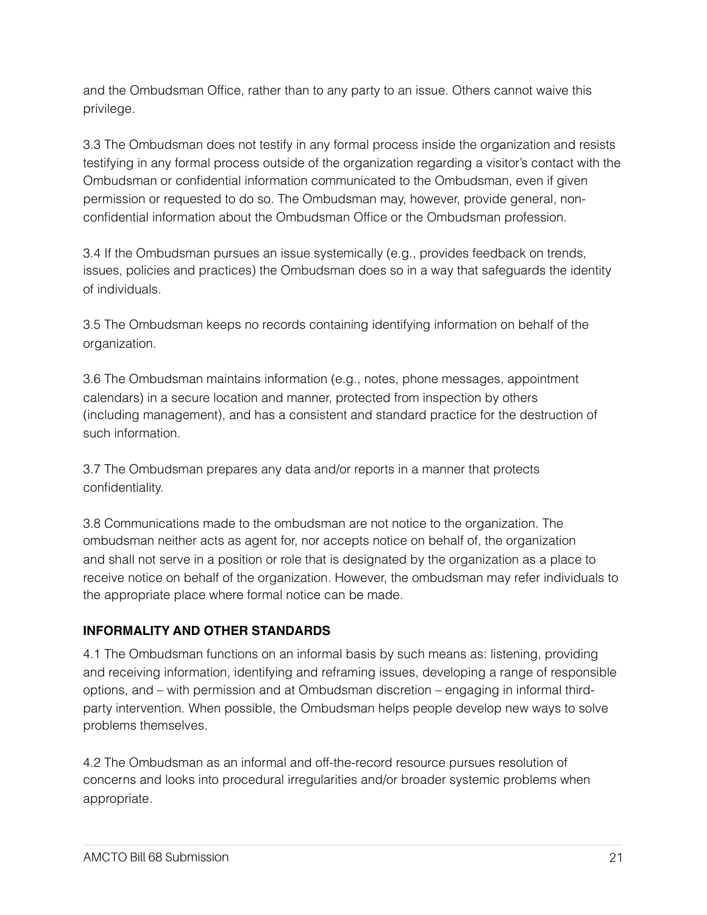and the Ombudsman Office, rather than to any party to an issue. Others cannot waive this privilege.

3.3 The Ombudsman does not testify in any formal process inside the organization and resists testifying in any formal process outside of the organization regarding a visitor's contact with the Ombudsman or confidential information communicated to the Ombudsman, even if given permission or requested to do so. The Ombudsman may, however, provide general, non-confidential information about the Ombudsman Office or the Ombudsman profession.

3.4 If the Ombudsman pursues an issue systemically (e.g., provides feedback on trends, issues, policies and practices) the Ombudsman does so in a way that safeguards the identity of individuals.

3.5 The Ombudsman keeps no records containing identifying information on behalf of the organization.

3.6 The Ombudsman maintains information (e.g., notes, phone messages, appointment calendars) in a secure location and manner, protected from inspection by others (including management), and has a consistent and standard practice for the destruction of such information.

3.7 The Ombudsman prepares any data and/or reports in a manner that protects confidentiality.

3.8 Communications made to the ombudsman are not notice to the organization. The ombudsman neither acts as agent for, nor accepts notice on behalf of, the organization and shall not serve in a position or role that is designated by the organization as a place to receive notice on behalf of the organization. However, the ombudsman may refer individuals to the appropriate place where formal notice can be made.

**INFORMALITY AND OTHER STANDARDS**

4.1 The Ombudsman functions on an informal basis by such means as: listening, providing and receiving information, identifying and reframing issues, developing a range of responsible options, and – with permission and at Ombudsman discretion – engaging in informal third-party intervention. When possible, the Ombudsman helps people develop new ways to solve problems themselves.

4.2 The Ombudsman as an informal and off-the-record resource pursues resolution of concerns and looks into procedural irregularities and/or broader systemic problems when appropriate.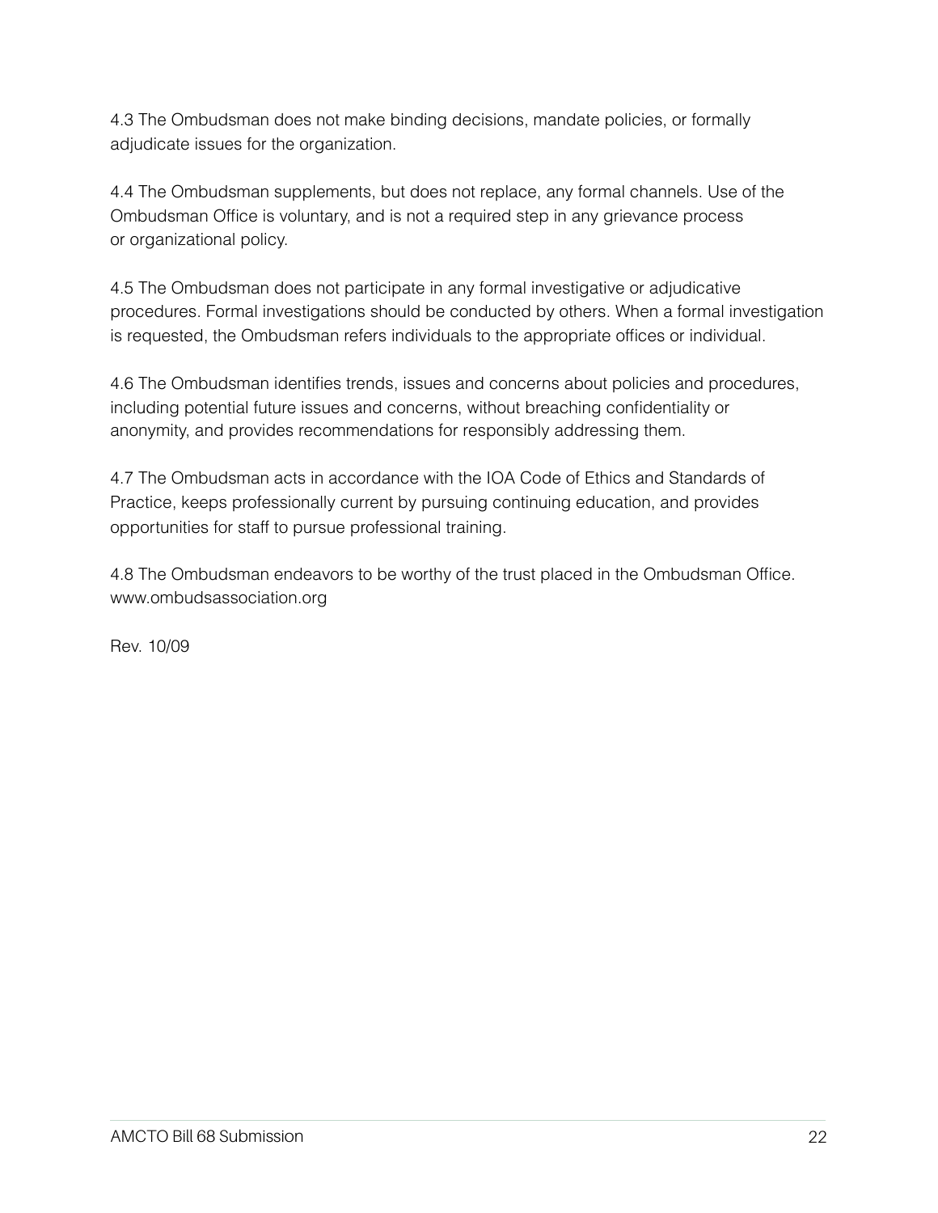4.3 The Ombudsman does not make binding decisions, mandate policies, or formally adjudicate issues for the organization.

4.4 The Ombudsman supplements, but does not replace, any formal channels. Use of the Ombudsman Office is voluntary, and is not a required step in any grievance process or organizational policy.

4.5 The Ombudsman does not participate in any formal investigative or adjudicative procedures. Formal investigations should be conducted by others. When a formal investigation is requested, the Ombudsman refers individuals to the appropriate offices or individual.

4.6 The Ombudsman identifies trends, issues and concerns about policies and procedures, including potential future issues and concerns, without breaching confidentiality or anonymity, and provides recommendations for responsibly addressing them.

4.7 The Ombudsman acts in accordance with the IOA Code of Ethics and Standards of Practice, keeps professionally current by pursuing continuing education, and provides opportunities for staff to pursue professional training.

4.8 The Ombudsman endeavors to be worthy of the trust placed in the Ombudsman Office.
www.ombudsassociation.org

Rev. 10/09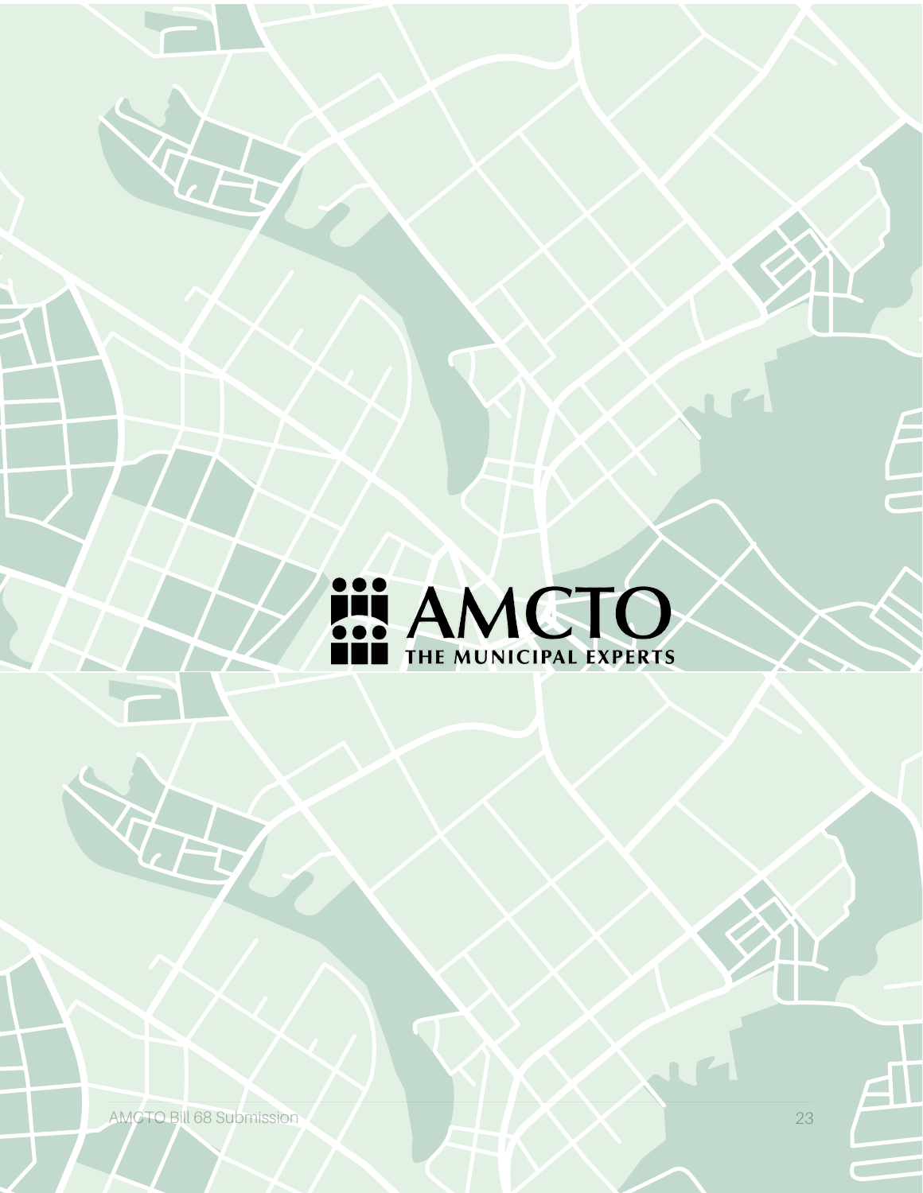AMCTO

THE MUNICIPAL EXPERTS